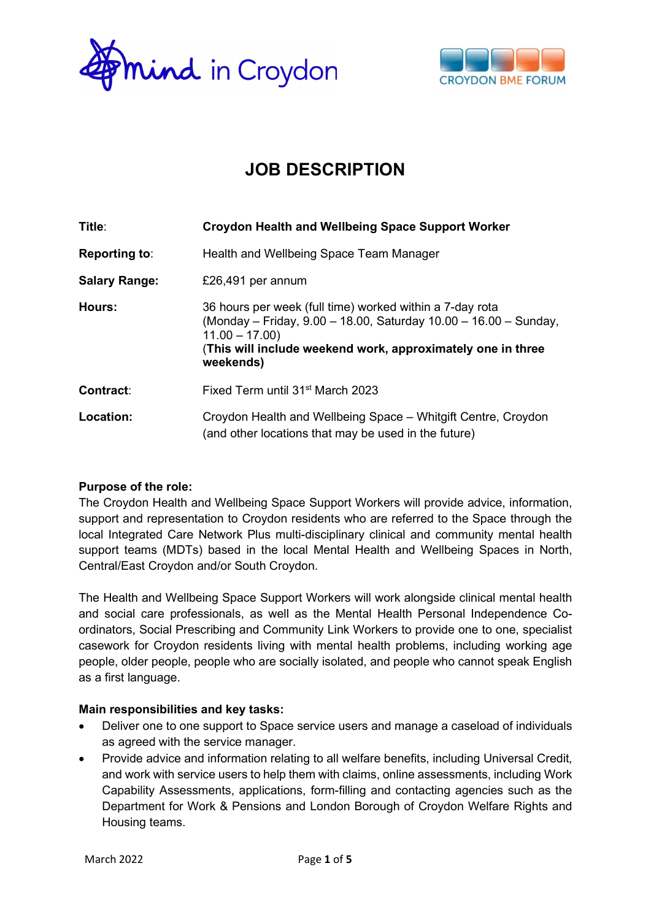# JOB DESCRIPTION

| | |
|---|---|
| **Title**: | **Croydon Health and Wellbeing Space Support Worker** |
| **Reporting to**: | Health and Wellbeing Space Team Manager |
| **Salary Range:** | £26,491 per annum |
| **Hours:** | 36 hours per week (full time) worked within a 7-day rota (Monday – Friday, 9.00 – 18.00, Saturday 10.00 – 16.00 – Sunday, 11.00 – 17.00) (**This will include weekend work, approximately one in three weekends)** |
| **Contract**: | Fixed Term until 31st March 2023 |
| **Location:** | Croydon Health and Wellbeing Space – Whitgift Centre, Croydon (and other locations that may be used in the future) |

**Purpose of the role:**
The Croydon Health and Wellbeing Space Support Workers will provide advice, information, support and representation to Croydon residents who are referred to the Space through the local Integrated Care Network Plus multi-disciplinary clinical and community mental health support teams (MDTs) based in the local Mental Health and Wellbeing Spaces in North, Central/East Croydon and/or South Croydon.

The Health and Wellbeing Space Support Workers will work alongside clinical mental health and social care professionals, as well as the Mental Health Personal Independence Co-ordinators, Social Prescribing and Community Link Workers to provide one to one, specialist casework for Croydon residents living with mental health problems, including working age people, older people, people who are socially isolated, and people who cannot speak English as a first language.

**Main responsibilities and key tasks:**

- Deliver one to one support to Space service users and manage a caseload of individuals as agreed with the service manager.
- Provide advice and information relating to all welfare benefits, including Universal Credit, and work with service users to help them with claims, online assessments, including Work Capability Assessments, applications, form-filling and contacting agencies such as the Department for Work & Pensions and London Borough of Croydon Welfare Rights and Housing teams.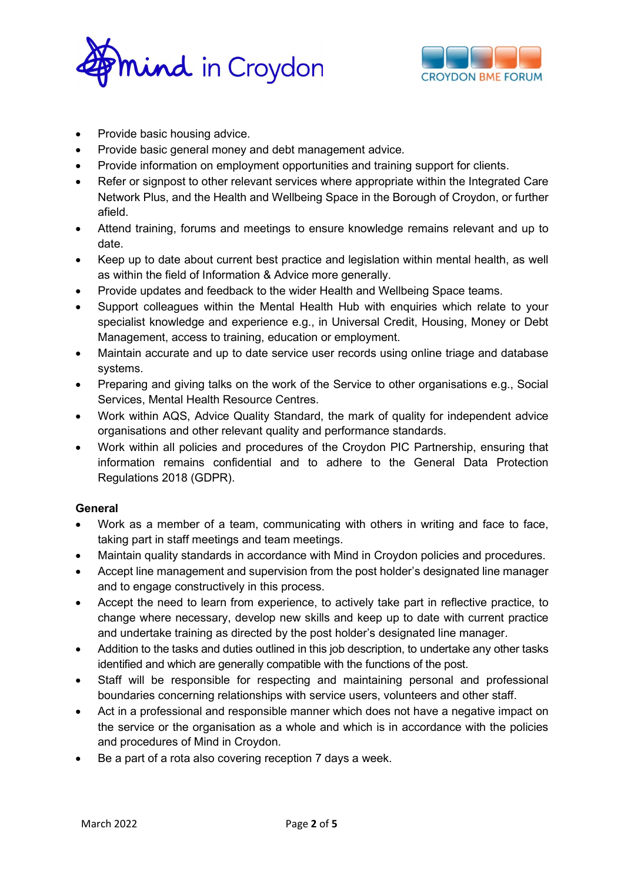- Provide basic housing advice.
- Provide basic general money and debt management advice.
- Provide information on employment opportunities and training support for clients.
- Refer or signpost to other relevant services where appropriate within the Integrated Care Network Plus, and the Health and Wellbeing Space in the Borough of Croydon, or further afield.
- Attend training, forums and meetings to ensure knowledge remains relevant and up to date.
- Keep up to date about current best practice and legislation within mental health, as well as within the field of Information & Advice more generally.
- Provide updates and feedback to the wider Health and Wellbeing Space teams.
- Support colleagues within the Mental Health Hub with enquiries which relate to your specialist knowledge and experience e.g., in Universal Credit, Housing, Money or Debt Management, access to training, education or employment.
- Maintain accurate and up to date service user records using online triage and database systems.
- Preparing and giving talks on the work of the Service to other organisations e.g., Social Services, Mental Health Resource Centres.
- Work within AQS, Advice Quality Standard, the mark of quality for independent advice organisations and other relevant quality and performance standards.
- Work within all policies and procedures of the Croydon PIC Partnership, ensuring that information remains confidential and to adhere to the General Data Protection Regulations 2018 (GDPR).

**General**

- Work as a member of a team, communicating with others in writing and face to face, taking part in staff meetings and team meetings.
- Maintain quality standards in accordance with Mind in Croydon policies and procedures.
- Accept line management and supervision from the post holder's designated line manager and to engage constructively in this process.
- Accept the need to learn from experience, to actively take part in reflective practice, to change where necessary, develop new skills and keep up to date with current practice and undertake training as directed by the post holder's designated line manager.
- Addition to the tasks and duties outlined in this job description, to undertake any other tasks identified and which are generally compatible with the functions of the post.
- Staff will be responsible for respecting and maintaining personal and professional boundaries concerning relationships with service users, volunteers and other staff.
- Act in a professional and responsible manner which does not have a negative impact on the service or the organisation as a whole and which is in accordance with the policies and procedures of Mind in Croydon.
- Be a part of a rota also covering reception 7 days a week.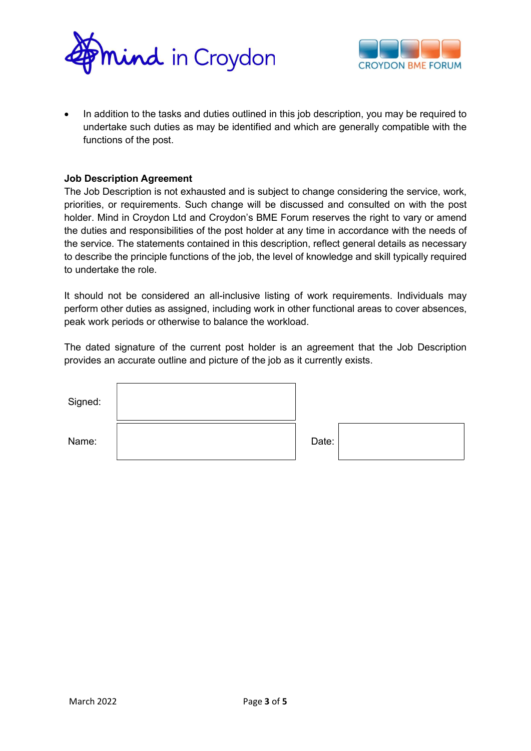- In addition to the tasks and duties outlined in this job description, you may be required to undertake such duties as may be identified and which are generally compatible with the functions of the post.

**Job Description Agreement**

The Job Description is not exhausted and is subject to change considering the service, work, priorities, or requirements. Such change will be discussed and consulted on with the post holder. Mind in Croydon Ltd and Croydon's BME Forum reserves the right to vary or amend the duties and responsibilities of the post holder at any time in accordance with the needs of the service. The statements contained in this description, reflect general details as necessary to describe the principle functions of the job, the level of knowledge and skill typically required to undertake the role.

It should not be considered an all-inclusive listing of work requirements. Individuals may perform other duties as assigned, including work in other functional areas to cover absences, peak work periods or otherwise to balance the workload.

The dated signature of the current post holder is an agreement that the Job Description provides an accurate outline and picture of the job as it currently exists.

| Signed: | | | |
|---|---|---|---|
| Name: | | Date: | |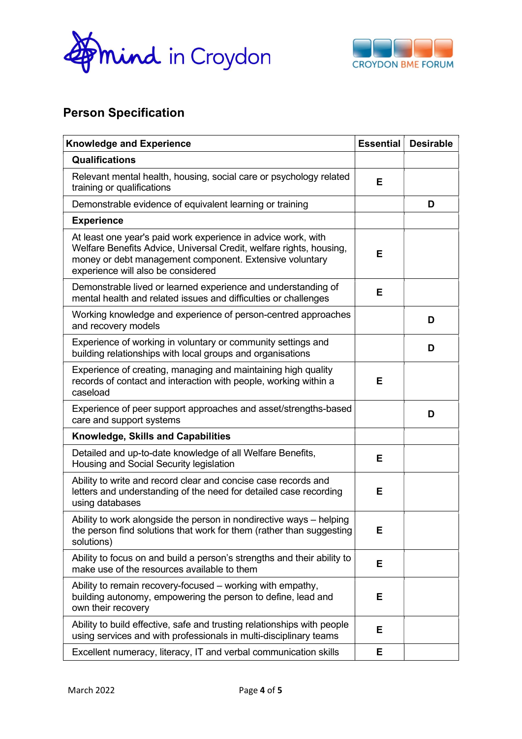## Person Specification

| Knowledge and Experience | Essential | Desirable |
|---|---|---|
| **Qualifications** | | |
| Relevant mental health, housing, social care or psychology related training or qualifications | E | |
| Demonstrable evidence of equivalent learning or training | | D |
| **Experience** | | |
| At least one year's paid work experience in advice work, with Welfare Benefits Advice, Universal Credit, welfare rights, housing, money or debt management component. Extensive voluntary experience will also be considered | E | |
| Demonstrable lived or learned experience and understanding of mental health and related issues and difficulties or challenges | E | |
| Working knowledge and experience of person-centred approaches and recovery models | | D |
| Experience of working in voluntary or community settings and building relationships with local groups and organisations | | D |
| Experience of creating, managing and maintaining high quality records of contact and interaction with people, working within a caseload | E | |
| Experience of peer support approaches and asset/strengths-based care and support systems | | D |
| **Knowledge, Skills and Capabilities** | | |
| Detailed and up-to-date knowledge of all Welfare Benefits, Housing and Social Security legislation | E | |
| Ability to write and record clear and concise case records and letters and understanding of the need for detailed case recording using databases | E | |
| Ability to work alongside the person in nondirective ways – helping the person find solutions that work for them (rather than suggesting solutions) | E | |
| Ability to focus on and build a person's strengths and their ability to make use of the resources available to them | E | |
| Ability to remain recovery-focused – working with empathy, building autonomy, empowering the person to define, lead and own their recovery | E | |
| Ability to build effective, safe and trusting relationships with people using services and with professionals in multi-disciplinary teams | E | |
| Excellent numeracy, literacy, IT and verbal communication skills | E | |

March 2022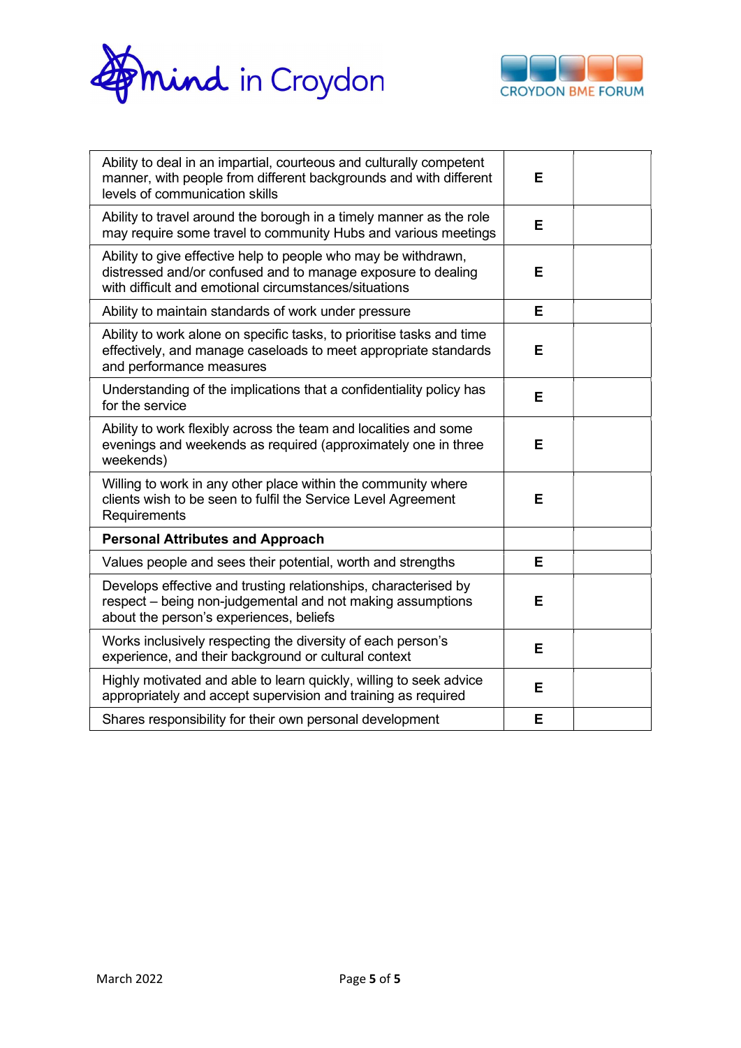| | | |
|---|---|---|
| Ability to deal in an impartial, courteous and culturally competent manner, with people from different backgrounds and with different levels of communication skills | **E** | |
| Ability to travel around the borough in a timely manner as the role may require some travel to community Hubs and various meetings | **E** | |
| Ability to give effective help to people who may be withdrawn, distressed and/or confused and to manage exposure to dealing with difficult and emotional circumstances/situations | **E** | |
| Ability to maintain standards of work under pressure | **E** | |
| Ability to work alone on specific tasks, to prioritise tasks and time effectively, and manage caseloads to meet appropriate standards and performance measures | **E** | |
| Understanding of the implications that a confidentiality policy has for the service | **E** | |
| Ability to work flexibly across the team and localities and some evenings and weekends as required (approximately one in three weekends) | **E** | |
| Willing to work in any other place within the community where clients wish to be seen to fulfil the Service Level Agreement Requirements | **E** | |
| **Personal Attributes and Approach** | | |
| Values people and sees their potential, worth and strengths | **E** | |
| Develops effective and trusting relationships, characterised by respect – being non-judgemental and not making assumptions about the person's experiences, beliefs | **E** | |
| Works inclusively respecting the diversity of each person's experience, and their background or cultural context | **E** | |
| Highly motivated and able to learn quickly, willing to seek advice appropriately and accept supervision and training as required | **E** | |
| Shares responsibility for their own personal development | **E** | |